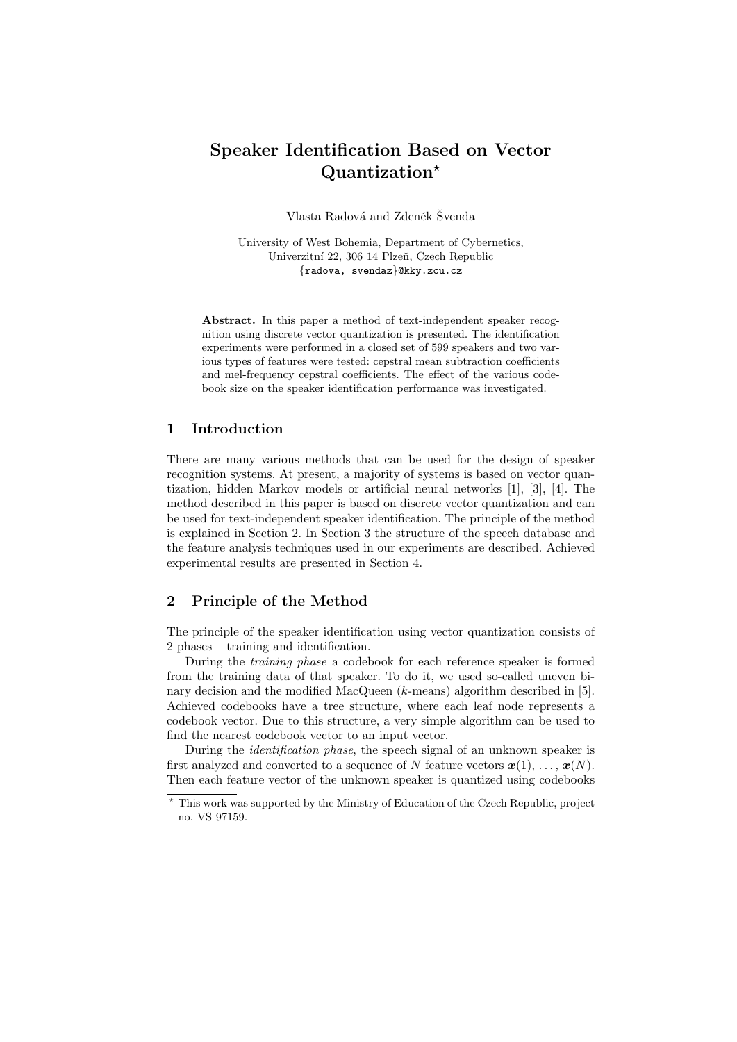# Speaker Identification Based on Vector Quantization*

Vlasta Radová and Zdeněk Švenda

University of West Bohemia, Department of Cybernetics,
Univerzitní 22, 306 14 Plzeň, Czech Republic
{radova, svendaz}@kky.zcu.cz

**Abstract.** In this paper a method of text-independent speaker recognition using discrete vector quantization is presented. The identification experiments were performed in a closed set of 599 speakers and two various types of features were tested: cepstral mean subtraction coefficients and mel-frequency cepstral coefficients. The effect of the various codebook size on the speaker identification performance was investigated.

## 1 Introduction

There are many various methods that can be used for the design of speaker recognition systems. At present, a majority of systems is based on vector quantization, hidden Markov models or artificial neural networks [1], [3], [4]. The method described in this paper is based on discrete vector quantization and can be used for text-independent speaker identification. The principle of the method is explained in Section 2. In Section 3 the structure of the speech database and the feature analysis techniques used in our experiments are described. Achieved experimental results are presented in Section 4.

## 2 Principle of the Method

The principle of the speaker identification using vector quantization consists of 2 phases – training and identification.

During the *training phase* a codebook for each reference speaker is formed from the training data of that speaker. To do it, we used so-called uneven binary decision and the modified MacQueen ($k$-means) algorithm described in [5]. Achieved codebooks have a tree structure, where each leaf node represents a codebook vector. Due to this structure, a very simple algorithm can be used to find the nearest codebook vector to an input vector.

During the *identification phase*, the speech signal of an unknown speaker is first analyzed and converted to a sequence of $N$ feature vectors $\boldsymbol{x}(1), \ldots, \boldsymbol{x}(N)$. Then each feature vector of the unknown speaker is quantized using codebooks

* This work was supported by the Ministry of Education of the Czech Republic, project no. VS 97159.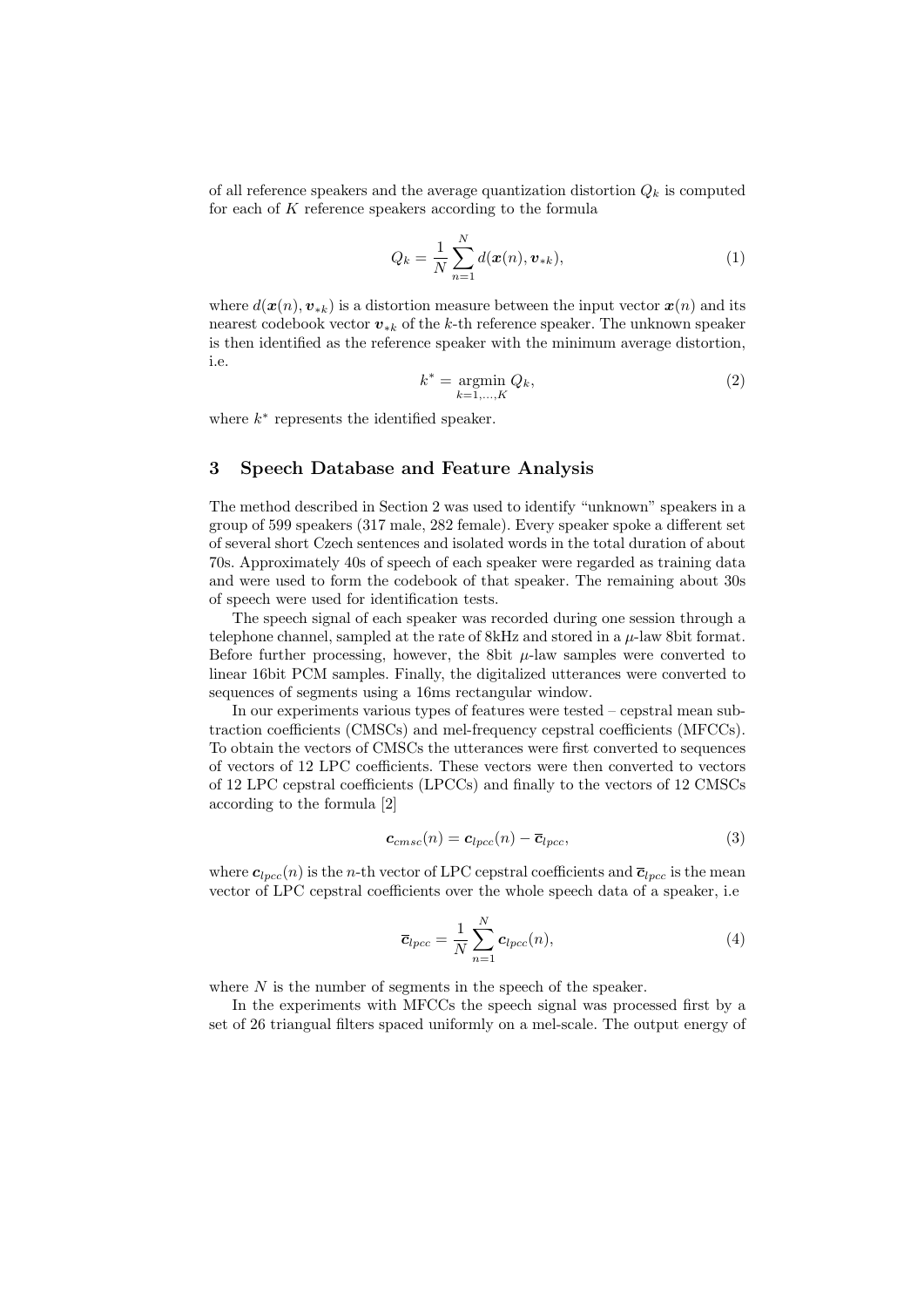of all reference speakers and the average quantization distortion $Q_k$ is computed for each of $K$ reference speakers according to the formula

$$Q_k = \frac{1}{N} \sum_{n=1}^{N} d(\boldsymbol{x}(n), \boldsymbol{v}_{*k}), \tag{1}$$

where $d(\boldsymbol{x}(n), \boldsymbol{v}_{*k})$ is a distortion measure between the input vector $\boldsymbol{x}(n)$ and its nearest codebook vector $\boldsymbol{v}_{*k}$ of the $k$-th reference speaker. The unknown speaker is then identified as the reference speaker with the minimum average distortion, i.e.

$$k^* = \operatorname*{argmin}_{k=1,\ldots,K} Q_k, \tag{2}$$

where $k^*$ represents the identified speaker.

## 3 Speech Database and Feature Analysis

The method described in Section 2 was used to identify "unknown" speakers in a group of 599 speakers (317 male, 282 female). Every speaker spoke a different set of several short Czech sentences and isolated words in the total duration of about 70s. Approximately 40s of speech of each speaker were regarded as training data and were used to form the codebook of that speaker. The remaining about 30s of speech were used for identification tests.

The speech signal of each speaker was recorded during one session through a telephone channel, sampled at the rate of 8kHz and stored in a $\mu$-law 8bit format. Before further processing, however, the 8bit $\mu$-law samples were converted to linear 16bit PCM samples. Finally, the digitalized utterances were converted to sequences of segments using a 16ms rectangular window.

In our experiments various types of features were tested – cepstral mean subtraction coefficients (CMSCs) and mel-frequency cepstral coefficients (MFCCs). To obtain the vectors of CMSCs the utterances were first converted to sequences of vectors of 12 LPC coefficients. These vectors were then converted to vectors of 12 LPC cepstral coefficients (LPCCs) and finally to the vectors of 12 CMSCs according to the formula [2]

$$\boldsymbol{c}_{cmsc}(n) = \boldsymbol{c}_{lpcc}(n) - \overline{\boldsymbol{c}}_{lpcc}, \tag{3}$$

where $\boldsymbol{c}_{lpcc}(n)$ is the $n$-th vector of LPC cepstral coefficients and $\overline{\boldsymbol{c}}_{lpcc}$ is the mean vector of LPC cepstral coefficients over the whole speech data of a speaker, i.e

$$\overline{\boldsymbol{c}}_{lpcc} = \frac{1}{N} \sum_{n=1}^{N} \boldsymbol{c}_{lpcc}(n), \tag{4}$$

where $N$ is the number of segments in the speech of the speaker.

In the experiments with MFCCs the speech signal was processed first by a set of 26 triangual filters spaced uniformly on a mel-scale. The output energy of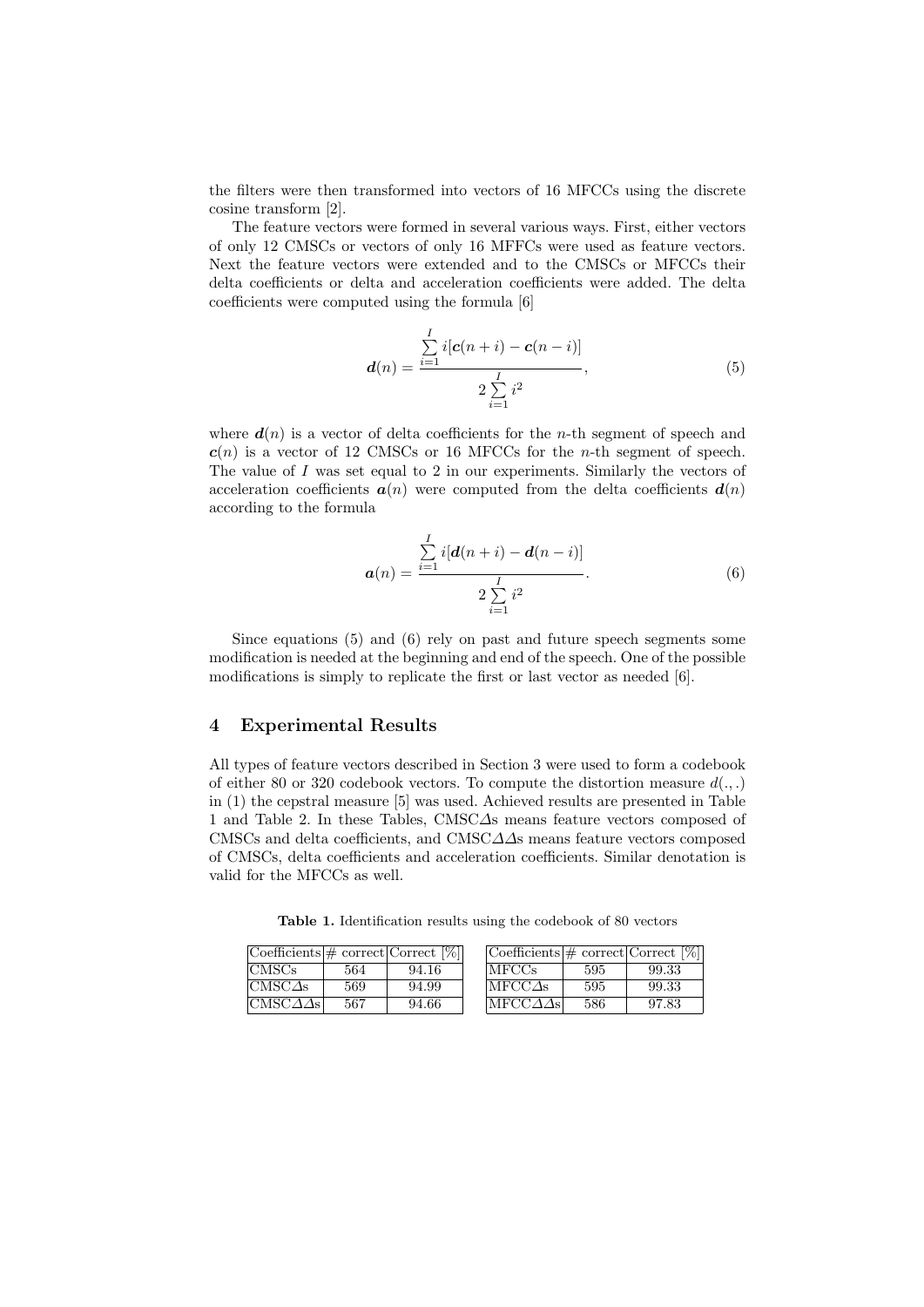the filters were then transformed into vectors of 16 MFCCs using the discrete cosine transform [2].

The feature vectors were formed in several various ways. First, either vectors of only 12 CMSCs or vectors of only 16 MFFCs were used as feature vectors. Next the feature vectors were extended and to the CMSCs or MFCCs their delta coefficients or delta and acceleration coefficients were added. The delta coefficients were computed using the formula [6]

$$\boldsymbol{d}(n) = \frac{\sum_{i=1}^{I} i[\boldsymbol{c}(n+i) - \boldsymbol{c}(n-i)]}{2\sum_{i=1}^{I} i^2}, \tag{5}$$

where $\boldsymbol{d}(n)$ is a vector of delta coefficients for the $n$-th segment of speech and $\boldsymbol{c}(n)$ is a vector of 12 CMSCs or 16 MFCCs for the $n$-th segment of speech. The value of $I$ was set equal to 2 in our experiments. Similarly the vectors of acceleration coefficients $\boldsymbol{a}(n)$ were computed from the delta coefficients $\boldsymbol{d}(n)$ according to the formula

$$\boldsymbol{a}(n) = \frac{\sum_{i=1}^{I} i[\boldsymbol{d}(n+i) - \boldsymbol{d}(n-i)]}{2\sum_{i=1}^{I} i^2}. \tag{6}$$

Since equations (5) and (6) rely on past and future speech segments some modification is needed at the beginning and end of the speech. One of the possible modifications is simply to replicate the first or last vector as needed [6].

## 4 Experimental Results

All types of feature vectors described in Section 3 were used to form a codebook of either 80 or 320 codebook vectors. To compute the distortion measure $d(.,.)$ in (1) the cepstral measure [5] was used. Achieved results are presented in Table 1 and Table 2. In these Tables, CMSC$\Delta$s means feature vectors composed of CMSCs and delta coefficients, and CMSC$\Delta\Delta$s means feature vectors composed of CMSCs, delta coefficients and acceleration coefficients. Similar denotation is valid for the MFCCs as well.

**Table 1.** Identification results using the codebook of 80 vectors

| Coefficients | # correct | Correct [%] |
|---|---|---|
| CMSCs | 564 | 94.16 |
| CMSC$\Delta$s | 569 | 94.99 |
| CMSC$\Delta\Delta$s | 567 | 94.66 |

| Coefficients | # correct | Correct [%] |
|---|---|---|
| MFCCs | 595 | 99.33 |
| MFCC$\Delta$s | 595 | 99.33 |
| MFCC$\Delta\Delta$s | 586 | 97.83 |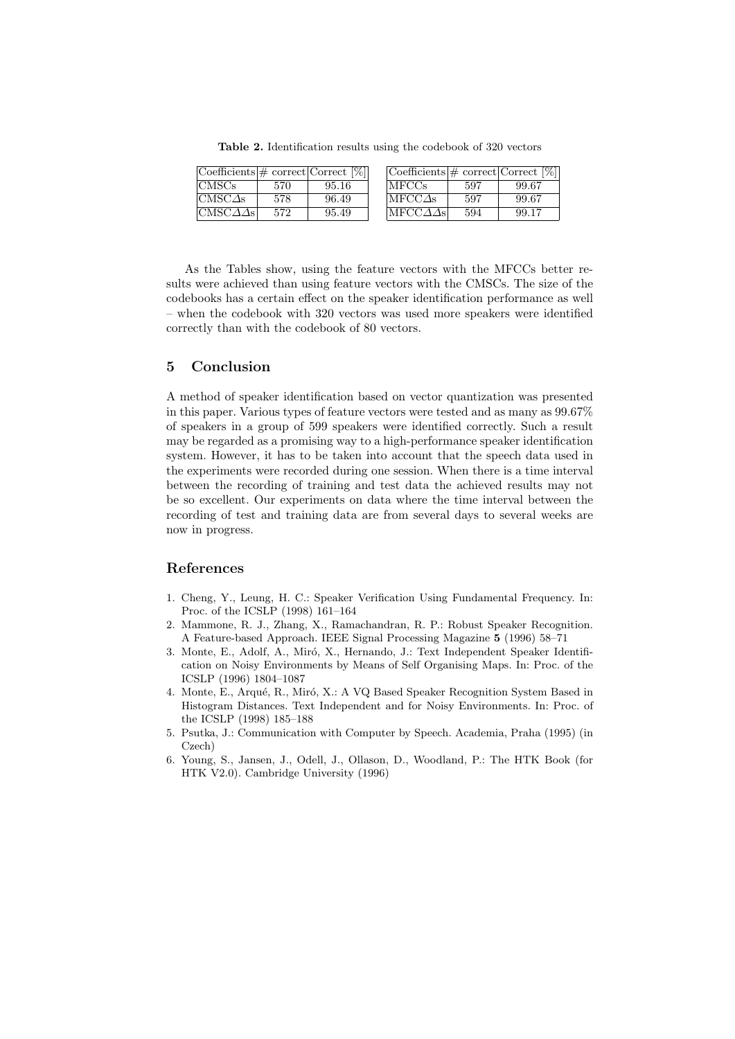**Table 2.** Identification results using the codebook of 320 vectors

| Coefficients | # correct | Correct [%] |
|---|---|---|
| CMSCs | 570 | 95.16 |
| CMSC$\Delta$s | 578 | 96.49 |
| CMSC$\Delta\Delta$s | 572 | 95.49 |

| Coefficients | # correct | Correct [%] |
|---|---|---|
| MFCCs | 597 | 99.67 |
| MFCC$\Delta$s | 597 | 99.67 |
| MFCC$\Delta\Delta$s | 594 | 99.17 |

As the Tables show, using the feature vectors with the MFCCs better results were achieved than using feature vectors with the CMSCs. The size of the codebooks has a certain effect on the speaker identification performance as well – when the codebook with 320 vectors was used more speakers were identified correctly than with the codebook of 80 vectors.

## 5 Conclusion

A method of speaker identification based on vector quantization was presented in this paper. Various types of feature vectors were tested and as many as 99.67% of speakers in a group of 599 speakers were identified correctly. Such a result may be regarded as a promising way to a high-performance speaker identification system. However, it has to be taken into account that the speech data used in the experiments were recorded during one session. When there is a time interval between the recording of training and test data the achieved results may not be so excellent. Our experiments on data where the time interval between the recording of test and training data are from several days to several weeks are now in progress.

## References

1. Cheng, Y., Leung, H. C.: Speaker Verification Using Fundamental Frequency. In: Proc. of the ICSLP (1998) 161–164
2. Mammone, R. J., Zhang, X., Ramachandran, R. P.: Robust Speaker Recognition. A Feature-based Approach. IEEE Signal Processing Magazine **5** (1996) 58–71
3. Monte, E., Adolf, A., Miró, X., Hernando, J.: Text Independent Speaker Identification on Noisy Environments by Means of Self Organising Maps. In: Proc. of the ICSLP (1996) 1804–1087
4. Monte, E., Arqué, R., Miró, X.: A VQ Based Speaker Recognition System Based in Histogram Distances. Text Independent and for Noisy Environments. In: Proc. of the ICSLP (1998) 185–188
5. Psutka, J.: Communication with Computer by Speech. Academia, Praha (1995) (in Czech)
6. Young, S., Jansen, J., Odell, J., Ollason, D., Woodland, P.: The HTK Book (for HTK V2.0). Cambridge University (1996)